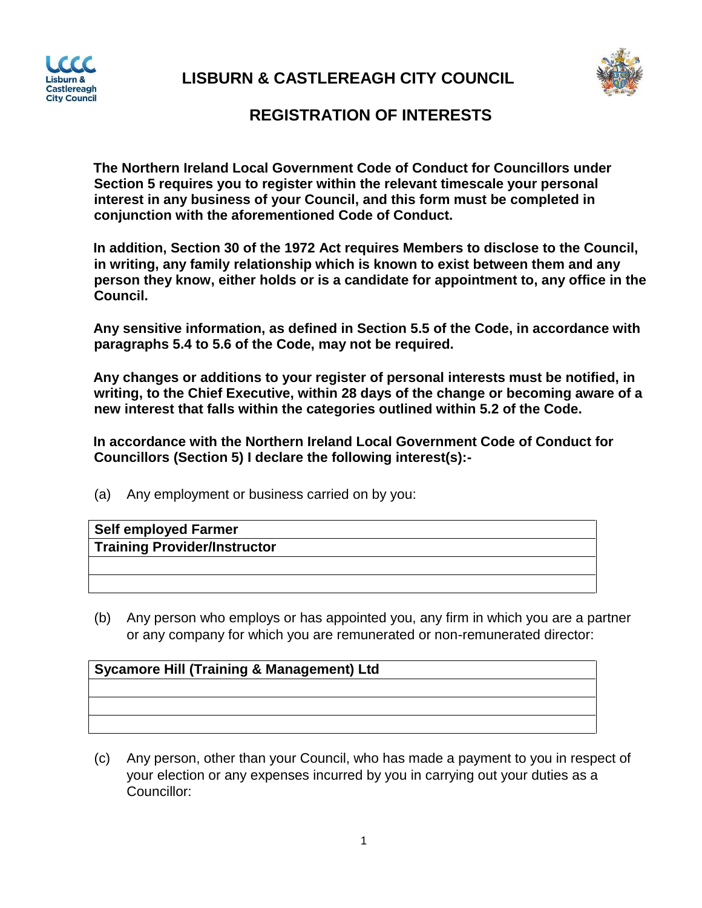# LISBURN & CASTLEREAGH CITY COUNCIL

## REGISTRATION OF INTERESTS

**The Northern Ireland Local Government Code of Conduct for Councillors under Section 5 requires you to register within the relevant timescale your personal interest in any business of your Council, and this form must be completed in conjunction with the aforementioned Code of Conduct.**

**In addition, Section 30 of the 1972 Act requires Members to disclose to the Council, in writing, any family relationship which is known to exist between them and any person they know, either holds or is a candidate for appointment to, any office in the Council.**

**Any sensitive information, as defined in Section 5.5 of the Code, in accordance with paragraphs 5.4 to 5.6 of the Code, may not be required.**

**Any changes or additions to your register of personal interests must be notified, in writing, to the Chief Executive, within 28 days of the change or becoming aware of a new interest that falls within the categories outlined within 5.2 of the Code.**

**In accordance with the Northern Ireland Local Government Code of Conduct for Councillors (Section 5) I declare the following interest(s):-**

(a) Any employment or business carried on by you:

| |
|---|
| **Self employed Farmer** |
| **Training Provider/Instructor** |
| |
| |

(b) Any person who employs or has appointed you, any firm in which you are a partner or any company for which you are remunerated or non-remunerated director:

| |
|---|
| **Sycamore Hill (Training & Management) Ltd** |
| |
| |
| |

(c) Any person, other than your Council, who has made a payment to you in respect of your election or any expenses incurred by you in carrying out your duties as a Councillor: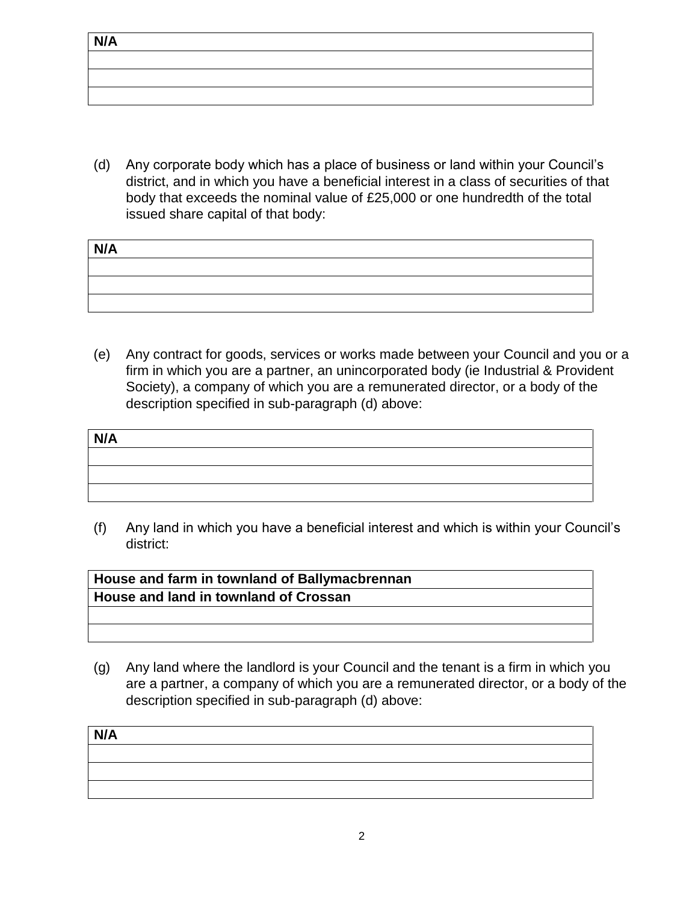| **N/A** |
|---|
| |
| |
| |

(d) Any corporate body which has a place of business or land within your Council's district, and in which you have a beneficial interest in a class of securities of that body that exceeds the nominal value of £25,000 or one hundredth of the total issued share capital of that body:

| **N/A** |
|---|
| |
| |
| |

(e) Any contract for goods, services or works made between your Council and you or a firm in which you are a partner, an unincorporated body (ie Industrial & Provident Society), a company of which you are a remunerated director, or a body of the description specified in sub-paragraph (d) above:

| **N/A** |
|---|
| |
| |
| |

(f) Any land in which you have a beneficial interest and which is within your Council's district:

| **House and farm in townland of Ballymacbrennan** |
|---|
| **House and land in townland of Crossan** |
| |
| |

(g) Any land where the landlord is your Council and the tenant is a firm in which you are a partner, a company of which you are a remunerated director, or a body of the description specified in sub-paragraph (d) above:

| **N/A** |
|---|
| |
| |
| |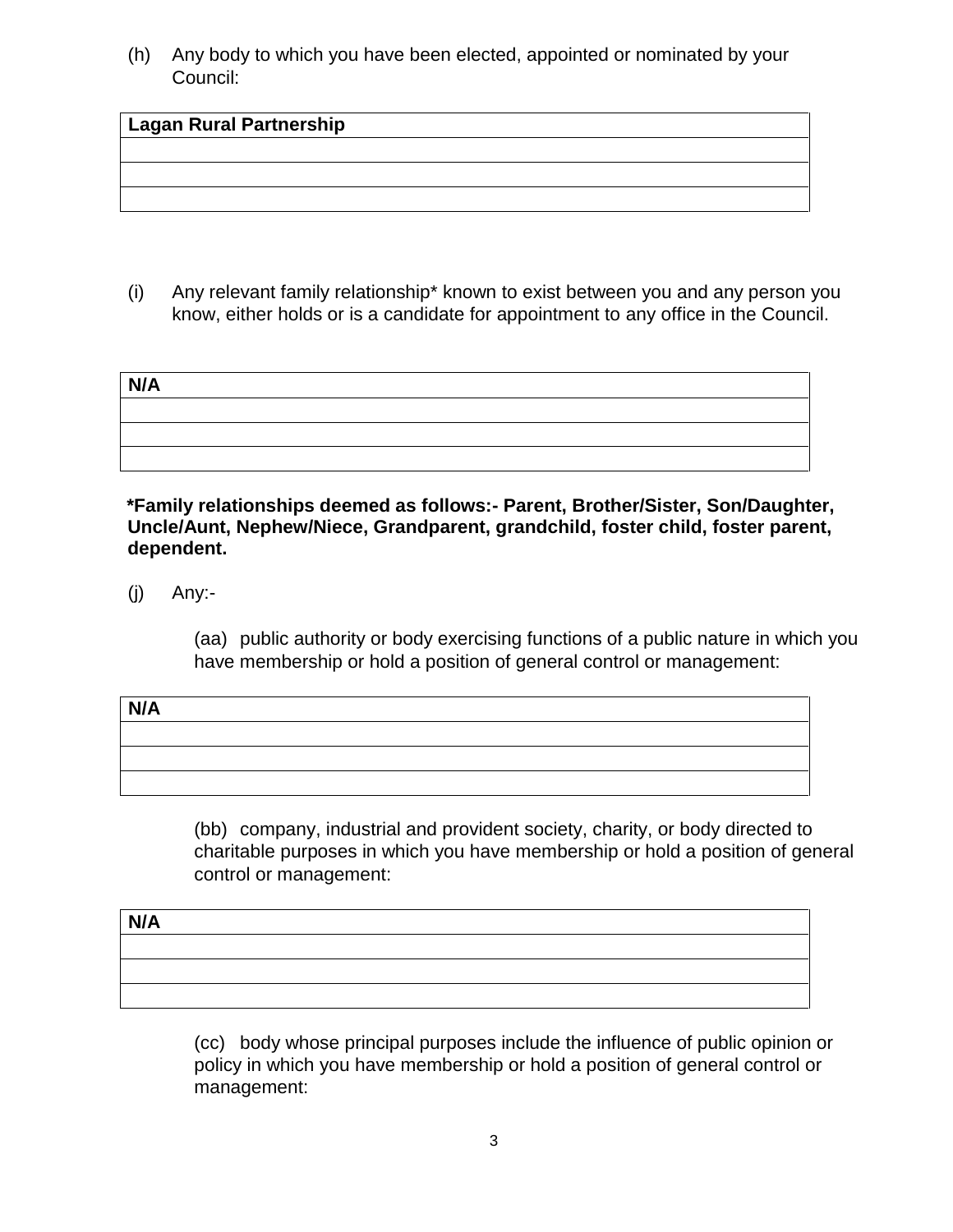(h) Any body to which you have been elected, appointed or nominated by your Council:

| **Lagan Rural Partnership** |
|---|
| |
| |
| |

(i) Any relevant family relationship* known to exist between you and any person you know, either holds or is a candidate for appointment to any office in the Council.

| **N/A** |
|---|
| |
| |
| |

**\*Family relationships deemed as follows:- Parent, Brother/Sister, Son/Daughter, Uncle/Aunt, Nephew/Niece, Grandparent, grandchild, foster child, foster parent, dependent.**

(j) Any:-

(aa) public authority or body exercising functions of a public nature in which you have membership or hold a position of general control or management:

| **N/A** |
|---|
| |
| |
| |

(bb) company, industrial and provident society, charity, or body directed to charitable purposes in which you have membership or hold a position of general control or management:

| **N/A** |
|---|
| |
| |
| |

(cc) body whose principal purposes include the influence of public opinion or policy in which you have membership or hold a position of general control or management: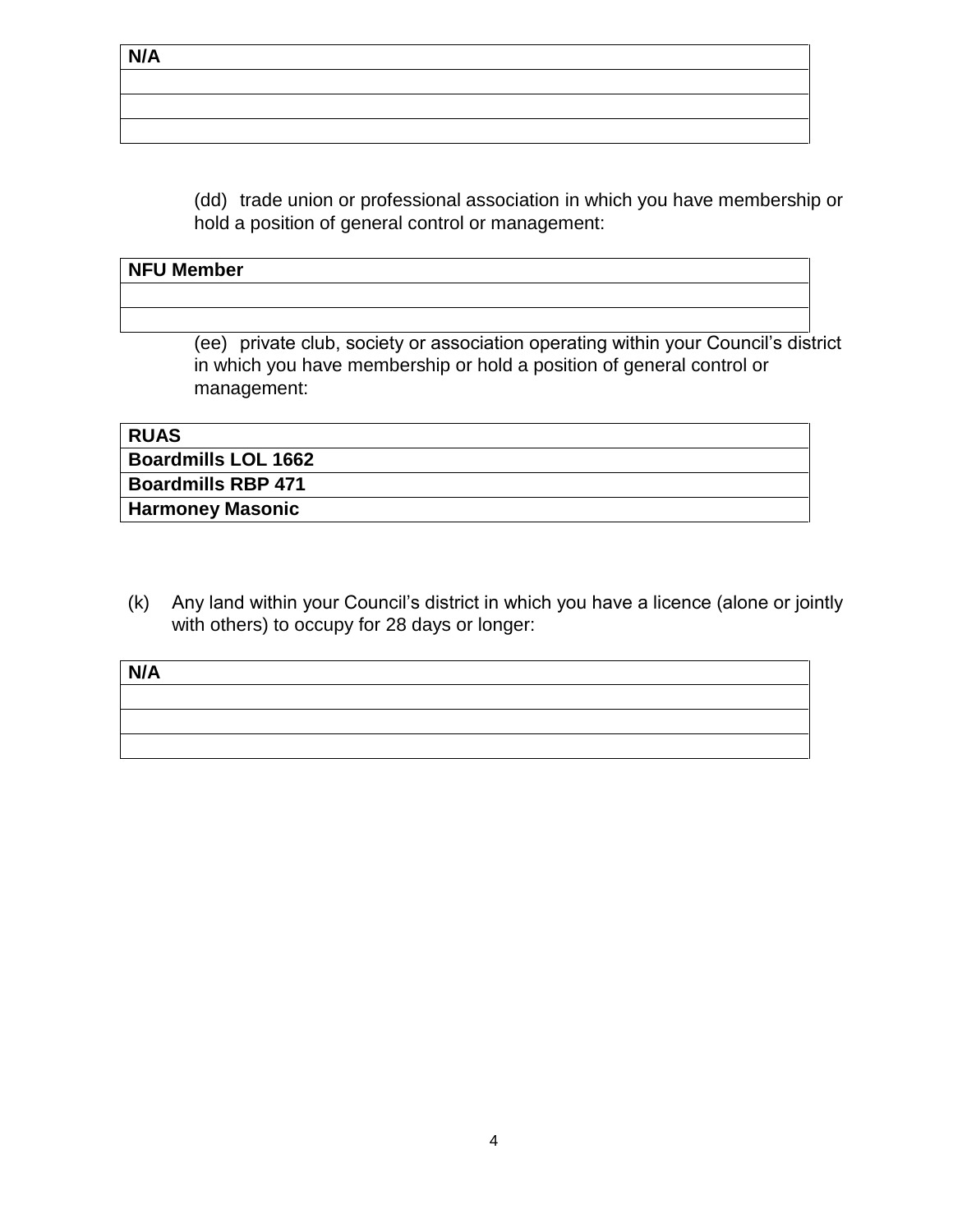| |
|---|
| **N/A** |
| |
| |
| |

(dd) trade union or professional association in which you have membership or hold a position of general control or management:

| |
|---|
| **NFU Member** |
| |
| |

(ee) private club, society or association operating within your Council's district in which you have membership or hold a position of general control or management:

| |
|---|
| **RUAS** |
| **Boardmills LOL 1662** |
| **Boardmills RBP 471** |
| **Harmoney Masonic** |

(k) Any land within your Council's district in which you have a licence (alone or jointly with others) to occupy for 28 days or longer:

| |
|---|
| **N/A** |
| |
| |
| |